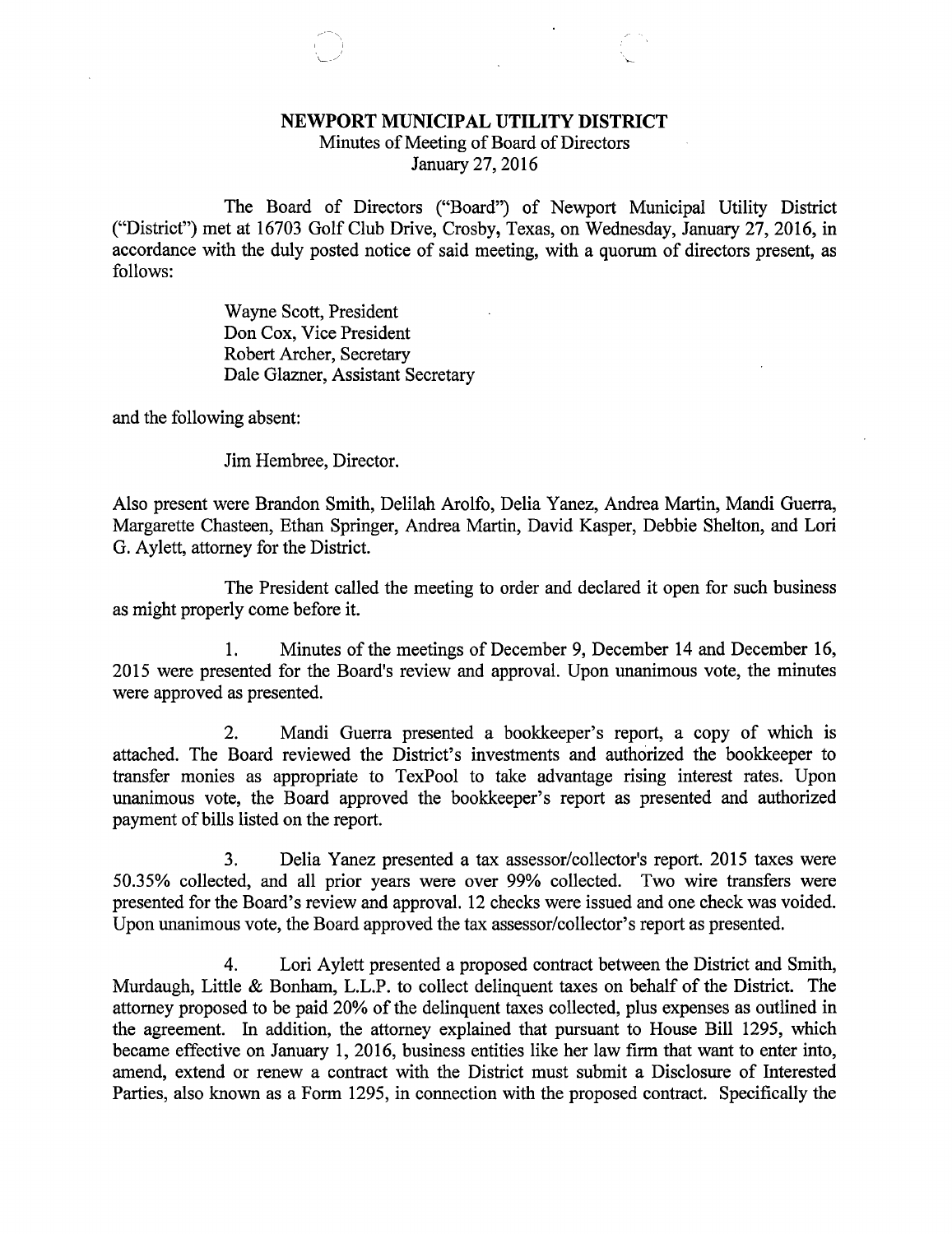# NEWPORT MUNICIPAL UTILITY DISTRICT

Minutes of Meeting of Board of Directors
January 27, 2016

The Board of Directors ("Board") of Newport Municipal Utility District ("District") met at 16703 Golf Club Drive, Crosby, Texas, on Wednesday, January 27, 2016, in accordance with the duly posted notice of said meeting, with a quorum of directors present, as follows:

Wayne Scott, President
Don Cox, Vice President
Robert Archer, Secretary
Dale Glazner, Assistant Secretary

and the following absent:

Jim Hembree, Director.

Also present were Brandon Smith, Delilah Arolfo, Delia Yanez, Andrea Martin, Mandi Guerra, Margarette Chasteen, Ethan Springer, Andrea Martin, David Kasper, Debbie Shelton, and Lori G. Aylett, attorney for the District.

The President called the meeting to order and declared it open for such business as might properly come before it.

1. Minutes of the meetings of December 9, December 14 and December 16, 2015 were presented for the Board's review and approval. Upon unanimous vote, the minutes were approved as presented.

2. Mandi Guerra presented a bookkeeper's report, a copy of which is attached. The Board reviewed the District's investments and authorized the bookkeeper to transfer monies as appropriate to TexPool to take advantage rising interest rates. Upon unanimous vote, the Board approved the bookkeeper's report as presented and authorized payment of bills listed on the report.

3. Delia Yanez presented a tax assessor/collector's report. 2015 taxes were 50.35% collected, and all prior years were over 99% collected. Two wire transfers were presented for the Board's review and approval. 12 checks were issued and one check was voided. Upon unanimous vote, the Board approved the tax assessor/collector's report as presented.

4. Lori Aylett presented a proposed contract between the District and Smith, Murdaugh, Little & Bonham, L.L.P. to collect delinquent taxes on behalf of the District. The attorney proposed to be paid 20% of the delinquent taxes collected, plus expenses as outlined in the agreement. In addition, the attorney explained that pursuant to House Bill 1295, which became effective on January 1, 2016, business entities like her law firm that want to enter into, amend, extend or renew a contract with the District must submit a Disclosure of Interested Parties, also known as a Form 1295, in connection with the proposed contract. Specifically the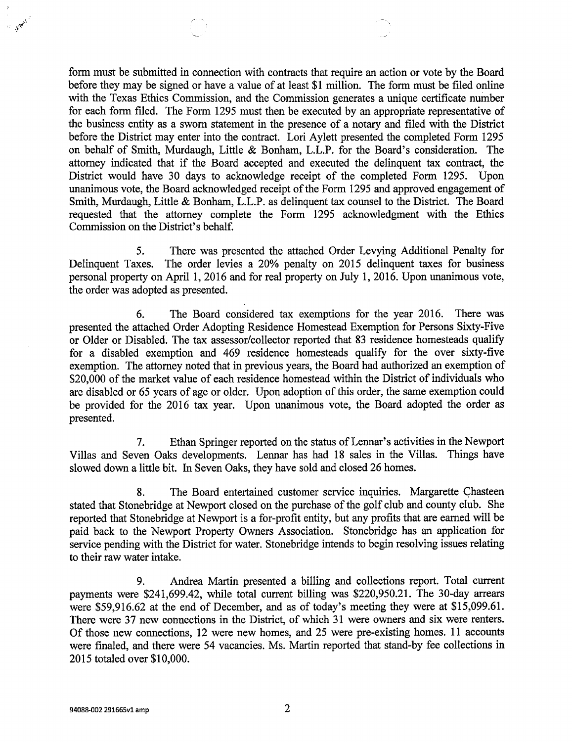form must be submitted in connection with contracts that require an action or vote by the Board before they may be signed or have a value of at least $1 million. The form must be filed online with the Texas Ethics Commission, and the Commission generates a unique certificate number for each form filed. The Form 1295 must then be executed by an appropriate representative of the business entity as a sworn statement in the presence of a notary and filed with the District before the District may enter into the contract. Lori Aylett presented the completed Form 1295 on behalf of Smith, Murdaugh, Little & Bonham, L.L.P. for the Board's consideration. The attorney indicated that if the Board accepted and executed the delinquent tax contract, the District would have 30 days to acknowledge receipt of the completed Form 1295. Upon unanimous vote, the Board acknowledged receipt of the Form 1295 and approved engagement of Smith, Murdaugh, Little & Bonham, L.L.P. as delinquent tax counsel to the District. The Board requested that the attorney complete the Form 1295 acknowledgment with the Ethics Commission on the District's behalf.

5. There was presented the attached Order Levying Additional Penalty for Delinquent Taxes. The order levies a 20% penalty on 2015 delinquent taxes for business personal property on April 1, 2016 and for real property on July 1, 2016. Upon unanimous vote, the order was adopted as presented.

6. The Board considered tax exemptions for the year 2016. There was presented the attached Order Adopting Residence Homestead Exemption for Persons Sixty-Five or Older or Disabled. The tax assessor/collector reported that 83 residence homesteads qualify for a disabled exemption and 469 residence homesteads qualify for the over sixty-five exemption. The attorney noted that in previous years, the Board had authorized an exemption of $20,000 of the market value of each residence homestead within the District of individuals who are disabled or 65 years of age or older. Upon adoption of this order, the same exemption could be provided for the 2016 tax year. Upon unanimous vote, the Board adopted the order as presented.

7. Ethan Springer reported on the status of Lennar's activities in the Newport Villas and Seven Oaks developments. Lennar has had 18 sales in the Villas. Things have slowed down a little bit. In Seven Oaks, they have sold and closed 26 homes.

8. The Board entertained customer service inquiries. Margarette Chasteen stated that Stonebridge at Newport closed on the purchase of the golf club and county club. She reported that Stonebridge at Newport is a for-profit entity, but any profits that are earned will be paid back to the Newport Property Owners Association. Stonebridge has an application for service pending with the District for water. Stonebridge intends to begin resolving issues relating to their raw water intake.

9. Andrea Martin presented a billing and collections report. Total current payments were $241,699.42, while total current billing was $220,950.21. The 30-day arrears were $59,916.62 at the end of December, and as of today's meeting they were at $15,099.61. There were 37 new connections in the District, of which 31 were owners and six were renters. Of those new connections, 12 were new homes, and 25 were pre-existing homes. 11 accounts were finaled, and there were 54 vacancies. Ms. Martin reported that stand-by fee collections in 2015 totaled over $10,000.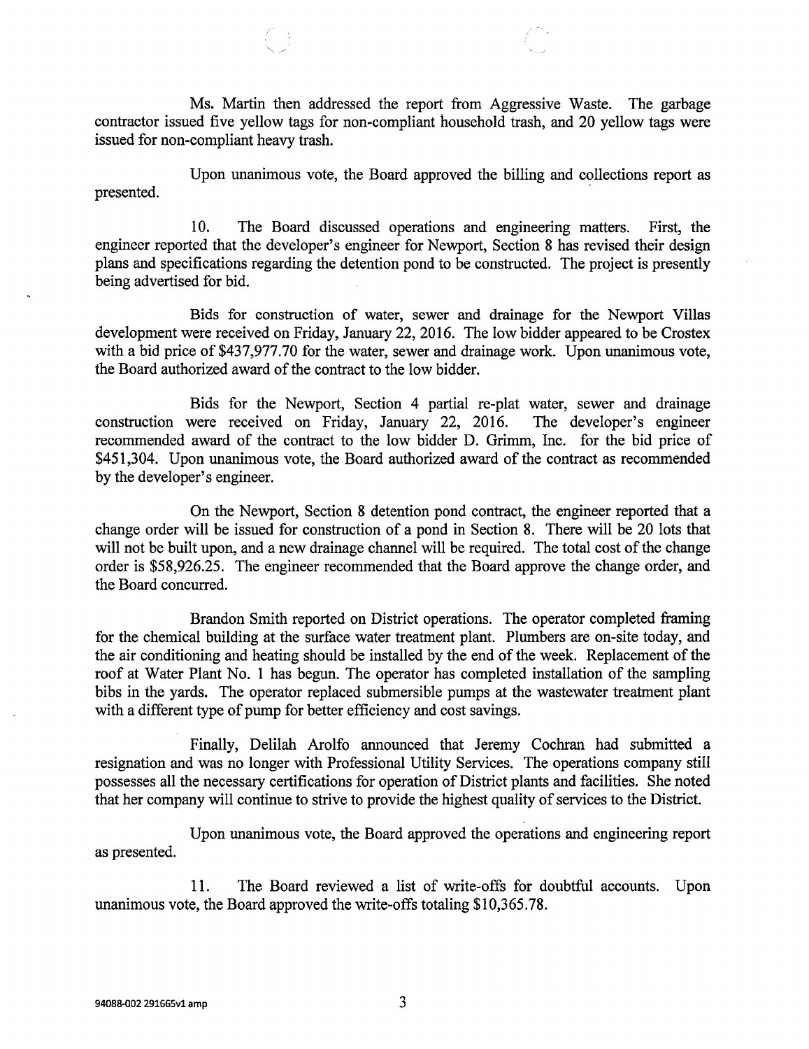Ms. Martin then addressed the report from Aggressive Waste. The garbage contractor issued five yellow tags for non-compliant household trash, and 20 yellow tags were issued for non-compliant heavy trash.

Upon unanimous vote, the Board approved the billing and collections report as presented.

10. The Board discussed operations and engineering matters. First, the engineer reported that the developer's engineer for Newport, Section 8 has revised their design plans and specifications regarding the detention pond to be constructed. The project is presently being advertised for bid.

Bids for construction of water, sewer and drainage for the Newport Villas development were received on Friday, January 22, 2016. The low bidder appeared to be Crostex with a bid price of $437,977.70 for the water, sewer and drainage work. Upon unanimous vote, the Board authorized award of the contract to the low bidder.

Bids for the Newport, Section 4 partial re-plat water, sewer and drainage construction were received on Friday, January 22, 2016. The developer's engineer recommended award of the contract to the low bidder D. Grimm, Inc. for the bid price of $451,304. Upon unanimous vote, the Board authorized award of the contract as recommended by the developer's engineer.

On the Newport, Section 8 detention pond contract, the engineer reported that a change order will be issued for construction of a pond in Section 8. There will be 20 lots that will not be built upon, and a new drainage channel will be required. The total cost of the change order is $58,926.25. The engineer recommended that the Board approve the change order, and the Board concurred.

Brandon Smith reported on District operations. The operator completed framing for the chemical building at the surface water treatment plant. Plumbers are on-site today, and the air conditioning and heating should be installed by the end of the week. Replacement of the roof at Water Plant No. 1 has begun. The operator has completed installation of the sampling bibs in the yards. The operator replaced submersible pumps at the wastewater treatment plant with a different type of pump for better efficiency and cost savings.

Finally, Delilah Arolfo announced that Jeremy Cochran had submitted a resignation and was no longer with Professional Utility Services. The operations company still possesses all the necessary certifications for operation of District plants and facilities. She noted that her company will continue to strive to provide the highest quality of services to the District.

Upon unanimous vote, the Board approved the operations and engineering report as presented.

11. The Board reviewed a list of write-offs for doubtful accounts. Upon unanimous vote, the Board approved the write-offs totaling $10,365.78.

94088-002 291665v1 amp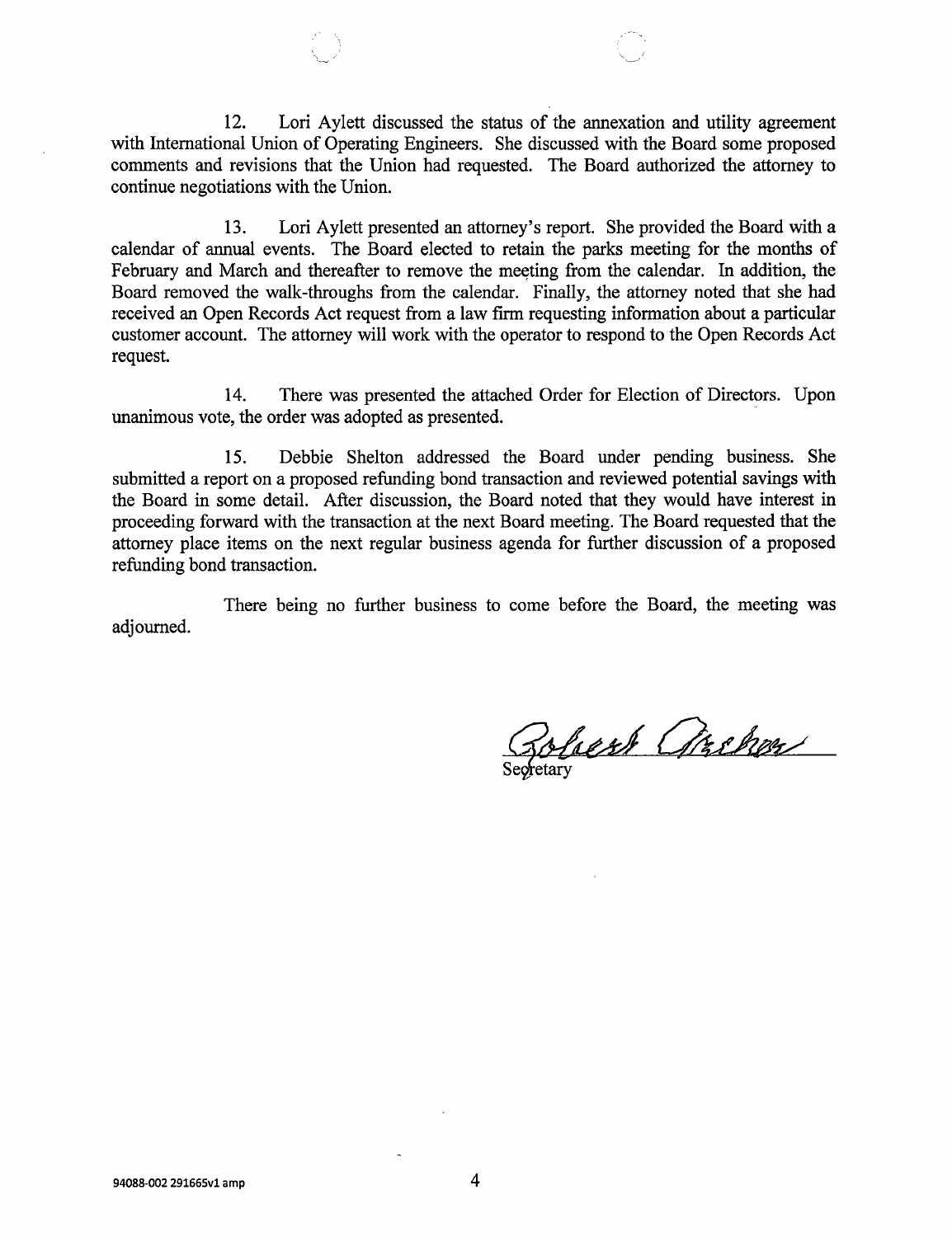12. Lori Aylett discussed the status of the annexation and utility agreement with International Union of Operating Engineers. She discussed with the Board some proposed comments and revisions that the Union had requested. The Board authorized the attorney to continue negotiations with the Union.

13. Lori Aylett presented an attorney's report. She provided the Board with a calendar of annual events. The Board elected to retain the parks meeting for the months of February and March and thereafter to remove the meeting from the calendar. In addition, the Board removed the walk-throughs from the calendar. Finally, the attorney noted that she had received an Open Records Act request from a law firm requesting information about a particular customer account. The attorney will work with the operator to respond to the Open Records Act request.

14. There was presented the attached Order for Election of Directors. Upon unanimous vote, the order was adopted as presented.

15. Debbie Shelton addressed the Board under pending business. She submitted a report on a proposed refunding bond transaction and reviewed potential savings with the Board in some detail. After discussion, the Board noted that they would have interest in proceeding forward with the transaction at the next Board meeting. The Board requested that the attorney place items on the next regular business agenda for further discussion of a proposed refunding bond transaction.

There being no further business to come before the Board, the meeting was adjourned.

Robert Archer

Secretary

94088-002 291665v1 amp